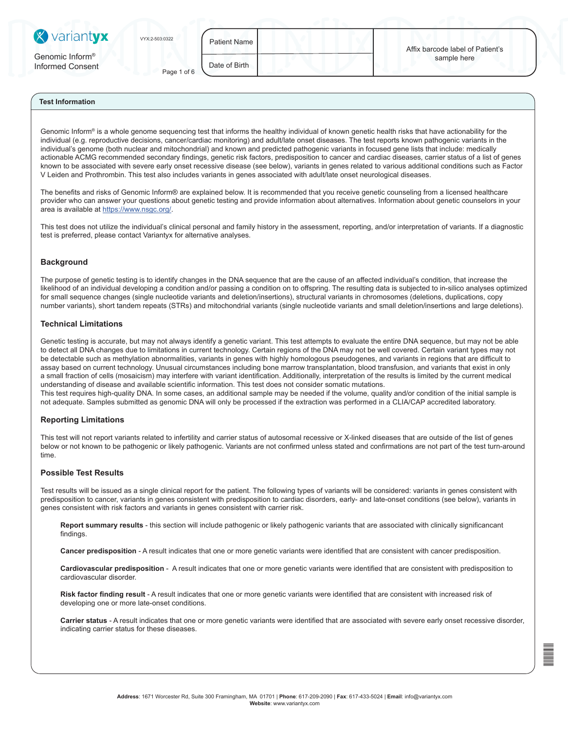variantyx

Genomic Inform®
Informed Consent

VYX:2-503:0322

| Patient Name | | Affix barcode label of Patient's sample here |
|---|---|---|
| Date of Birth | | |

## Test Information

Genomic Inform® is a whole genome sequencing test that informs the healthy individual of known genetic health risks that have actionability for the individual (e.g. reproductive decisions, cancer/cardiac monitoring) and adult/late onset diseases. The test reports known pathogenic variants in the individual's genome (both nuclear and mitochondrial) and known and predicted pathogenic variants in focused gene lists that include: medically actionable ACMG recommended secondary findings, genetic risk factors, predisposition to cancer and cardiac diseases, carrier status of a list of genes known to be associated with severe early onset recessive disease (see below), variants in genes related to various additional conditions such as Factor V Leiden and Prothrombin. This test also includes variants in genes associated with adult/late onset neurological diseases.

The benefits and risks of Genomic Inform® are explained below. It is recommended that you receive genetic counseling from a licensed healthcare provider who can answer your questions about genetic testing and provide information about alternatives. Information about genetic counselors in your area is available at https://www.nsgc.org/.

This test does not utilize the individual's clinical personal and family history in the assessment, reporting, and/or interpretation of variants. If a diagnostic test is preferred, please contact Variantyx for alternative analyses.

### Background

The purpose of genetic testing is to identify changes in the DNA sequence that are the cause of an affected individual's condition, that increase the likelihood of an individual developing a condition and/or passing a condition on to offspring. The resulting data is subjected to in-silico analyses optimized for small sequence changes (single nucleotide variants and deletion/insertions), structural variants in chromosomes (deletions, duplications, copy number variants), short tandem repeats (STRs) and mitochondrial variants (single nucleotide variants and small deletion/insertions and large deletions).

### Technical Limitations

Genetic testing is accurate, but may not always identify a genetic variant. This test attempts to evaluate the entire DNA sequence, but may not be able to detect all DNA changes due to limitations in current technology. Certain regions of the DNA may not be well covered. Certain variant types may not be detectable such as methylation abnormalities, variants in genes with highly homologous pseudogenes, and variants in regions that are difficult to assay based on current technology. Unusual circumstances including bone marrow transplantation, blood transfusion, and variants that exist in only a small fraction of cells (mosaicism) may interfere with variant identification. Additionally, interpretation of the results is limited by the current medical understanding of disease and available scientific information. This test does not consider somatic mutations.
This test requires high-quality DNA. In some cases, an additional sample may be needed if the volume, quality and/or condition of the initial sample is not adequate. Samples submitted as genomic DNA will only be processed if the extraction was performed in a CLIA/CAP accredited laboratory.

### Reporting Limitations

This test will not report variants related to infertility and carrier status of autosomal recessive or X-linked diseases that are outside of the list of genes below or not known to be pathogenic or likely pathogenic. Variants are not confirmed unless stated and confirmations are not part of the test turn-around time.

### Possible Test Results

Test results will be issued as a single clinical report for the patient. The following types of variants will be considered: variants in genes consistent with predisposition to cancer, variants in genes consistent with predisposition to cardiac disorders, early- and late-onset conditions (see below), variants in genes consistent with risk factors and variants in genes consistent with carrier risk.

**Report summary results** - this section will include pathogenic or likely pathogenic variants that are associated with clinically significancant findings.

**Cancer predisposition** - A result indicates that one or more genetic variants were identified that are consistent with cancer predisposition.

**Cardiovascular predisposition** - A result indicates that one or more genetic variants were identified that are consistent with predisposition to cardiovascular disorder.

**Risk factor finding result** - A result indicates that one or more genetic variants were identified that are consistent with increased risk of developing one or more late-onset conditions.

**Carrier status** - A result indicates that one or more genetic variants were identified that are associated with severe early onset recessive disorder, indicating carrier status for these diseases.

**Address**: 1671 Worcester Rd, Suite 300 Framingham, MA 01701 | **Phone**: 617-209-2090 | **Fax**: 617-433-5024 | **Email**: info@variantyx.com
**Website**: www.variantyx.com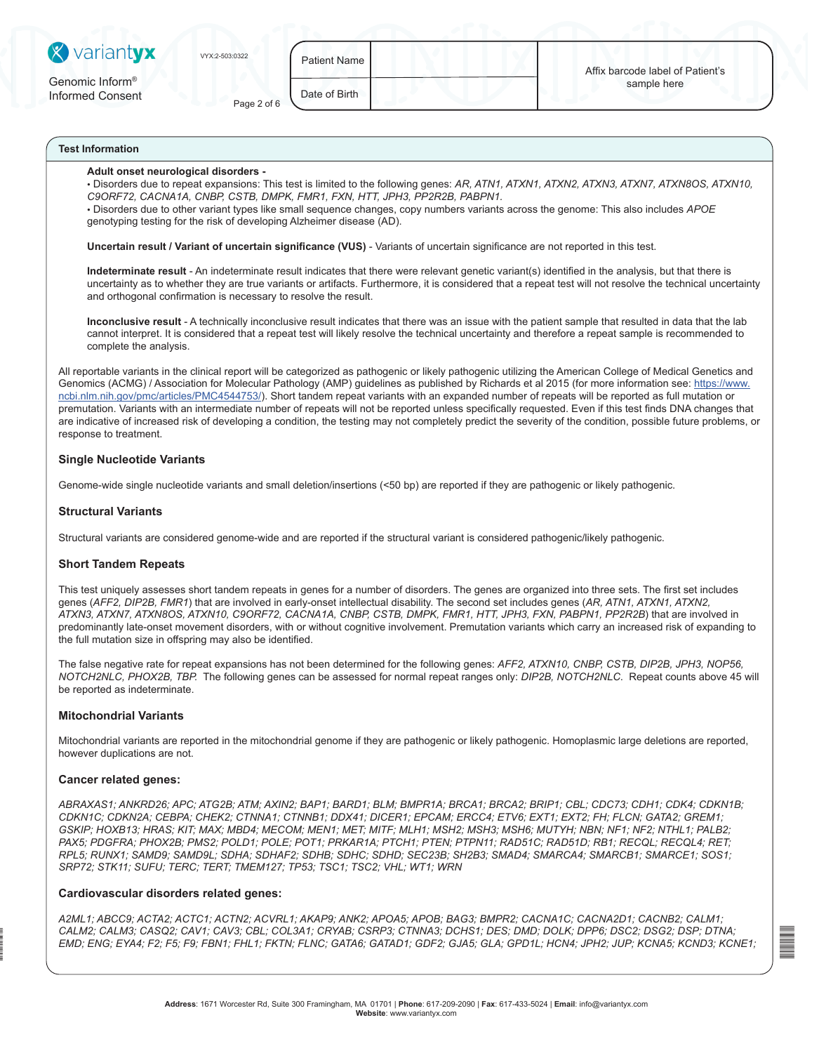## Test Information

**Adult onset neurological disorders -**

• Disorders due to repeat expansions: This test is limited to the following genes: *AR, ATN1, ATXN1, ATXN2, ATXN3, ATXN7, ATXN8OS, ATXN10, C9ORF72, CACNA1A, CNBP, CSTB, DMPK, FMR1, FXN, HTT, JPH3, PP2R2B, PABPN1.*

• Disorders due to other variant types like small sequence changes, copy numbers variants across the genome: This also includes *APOE* genotyping testing for the risk of developing Alzheimer disease (AD).

**Uncertain result / Variant of uncertain significance (VUS)** - Variants of uncertain significance are not reported in this test.

**Indeterminate result** - An indeterminate result indicates that there were relevant genetic variant(s) identified in the analysis, but that there is uncertainty as to whether they are true variants or artifacts. Furthermore, it is considered that a repeat test will not resolve the technical uncertainty and orthogonal confirmation is necessary to resolve the result.

**Inconclusive result** - A technically inconclusive result indicates that there was an issue with the patient sample that resulted in data that the lab cannot interpret. It is considered that a repeat test will likely resolve the technical uncertainty and therefore a repeat sample is recommended to complete the analysis.

All reportable variants in the clinical report will be categorized as pathogenic or likely pathogenic utilizing the American College of Medical Genetics and Genomics (ACMG) / Association for Molecular Pathology (AMP) guidelines as published by Richards et al 2015 (for more information see: https://www.ncbi.nlm.nih.gov/pmc/articles/PMC4544753/). Short tandem repeat variants with an expanded number of repeats will be reported as full mutation or premutation. Variants with an intermediate number of repeats will not be reported unless specifically requested. Even if this test finds DNA changes that are indicative of increased risk of developing a condition, the testing may not completely predict the severity of the condition, possible future problems, or response to treatment.

### Single Nucleotide Variants

Genome-wide single nucleotide variants and small deletion/insertions (<50 bp) are reported if they are pathogenic or likely pathogenic.

### Structural Variants

Structural variants are considered genome-wide and are reported if the structural variant is considered pathogenic/likely pathogenic.

### Short Tandem Repeats

This test uniquely assesses short tandem repeats in genes for a number of disorders. The genes are organized into three sets. The first set includes genes (*AFF2, DIP2B, FMR1*) that are involved in early-onset intellectual disability. The second set includes genes (*AR, ATN1, ATXN1, ATXN2, ATXN3, ATXN7, ATXN8OS, ATXN10, C9ORF72, CACNA1A, CNBP, CSTB, DMPK, FMR1, HTT, JPH3, FXN, PABPN1, PP2R2B*) that are involved in predominantly late-onset movement disorders, with or without cognitive involvement. Premutation variants which carry an increased risk of expanding to the full mutation size in offspring may also be identified.

The false negative rate for repeat expansions has not been determined for the following genes: *AFF2, ATXN10, CNBP, CSTB, DIP2B, JPH3, NOP56, NOTCH2NLC, PHOX2B, TBP.* The following genes can be assessed for normal repeat ranges only: *DIP2B, NOTCH2NLC.* Repeat counts above 45 will be reported as indeterminate.

### Mitochondrial Variants

Mitochondrial variants are reported in the mitochondrial genome if they are pathogenic or likely pathogenic. Homoplasmic large deletions are reported, however duplications are not.

### Cancer related genes:

*ABRAXAS1; ANKRD26; APC; ATG2B; ATM; AXIN2; BAP1; BARD1; BLM; BMPR1A; BRCA1; BRCA2; BRIP1; CBL; CDC73; CDH1; CDK4; CDKN1B; CDKN1C; CDKN2A; CEBPA; CHEK2; CTNNA1; CTNNB1; DDX41; DICER1; EPCAM; ERCC4; ETV6; EXT1; EXT2; FH; FLCN; GATA2; GREM1; GSKIP; HOXB13; HRAS; KIT; MAX; MBD4; MECOM; MEN1; MET; MITF; MLH1; MSH2; MSH3; MSH6; MUTYH; NBN; NF1; NF2; NTHL1; PALB2; PAX5; PDGFRA; PHOX2B; PMS2; POLD1; POLE; POT1; PRKAR1A; PTCH1; PTEN; PTPN11; RAD51C; RAD51D; RB1; RECQL; RECQL4; RET; RPL5; RUNX1; SAMD9; SAMD9L; SDHA; SDHAF2; SDHB; SDHC; SDHD; SEC23B; SH2B3; SMAD4; SMARCA4; SMARCB1; SMARCE1; SOS1; SRP72; STK11; SUFU; TERC; TERT; TMEM127; TP53; TSC1; TSC2; VHL; WT1; WRN*

### Cardiovascular disorders related genes:

*A2ML1; ABCC9; ACTA2; ACTC1; ACTN2; ACVRL1; AKAP9; ANK2; APOA5; APOB; BAG3; BMPR2; CACNA1C; CACNA2D1; CACNB2; CALM1; CALM2; CALM3; CASQ2; CAV1; CAV3; CBL; COL3A1; CRYAB; CSRP3; CTNNA3; DCHS1; DES; DMD; DOLK; DPP6; DSC2; DSG2; DSP; DTNA; EMD; ENG; EYA4; F2; F5; F9; FBN1; FHL1; FKTN; FLNC; GATA6; GATAD1; GDF2; GJA5; GLA; GPD1L; HCN4; JPH2; JUP; KCNA5; KCND3; KCNE1;*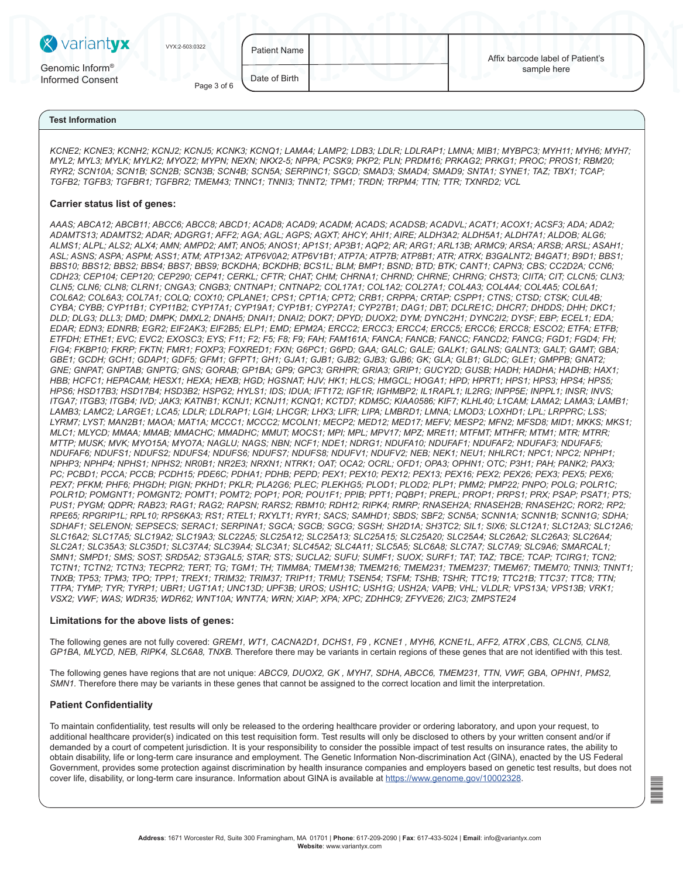| Patient Name | | Affix barcode label of Patient's sample here |
| --- | --- | --- |
| Date of Birth | | |

## Test Information

*KCNE2; KCNE3; KCNH2; KCNJ2; KCNJ5; KCNK3; KCNQ1; LAMA4; LAMP2; LDB3; LDLR; LDLRAP1; LMNA; MIB1; MYBPC3; MYH11; MYH6; MYH7; MYL2; MYL3; MYLK; MYLK2; MYOZ2; MYPN; NEXN; NKX2-5; NPPA; PCSK9; PKP2; PLN; PRDM16; PRKAG2; PRKG1; PROC; PROS1; RBM20; RYR2; SCN10A; SCN1B; SCN2B; SCN3B; SCN4B; SCN5A; SERPINC1; SGCD; SMAD3; SMAD4; SMAD9; SNTA1; SYNE1; TAZ; TBX1; TCAP; TGFB2; TGFB3; TGFBR1; TGFBR2; TMEM43; TNNC1; TNNI3; TNNT2; TPM1; TRDN; TRPM4; TTN; TTR; TXNRD2; VCL*

### Carrier status list of genes:

*AAAS; ABCA12; ABCB11; ABCC6; ABCC8; ABCD1; ACAD8; ACAD9; ACADM; ACADS; ACADSB; ACADVL; ACAT1; ACOX1; ACSF3; ADA; ADA2; ADAMTS13; ADAMTS2; ADAR; ADGRG1; AFF2; AGA; AGL; AGPS; AGXT; AHCY; AHI1; AIRE; ALDH3A2; ALDH5A1; ALDH7A1; ALDOB; ALG6; ALMS1; ALPL; ALS2; ALX4; AMN; AMPD2; AMT; ANO5; ANOS1; AP1S1; AP3B1; AQP2; AR; ARG1; ARL13B; ARMC9; ARSA; ARSB; ARSL; ASAH1; ASL; ASNS; ASPA; ASPM; ASS1; ATM; ATP13A2; ATP6V0A2; ATP6V1B1; ATP7A; ATP7B; ATP8B1; ATR; ATRX; B3GALNT2; B4GAT1; B9D1; BBS1; BBS10; BBS12; BBS2; BBS4; BBS7; BBS9; BCKDHA; BCKDHB; BCS1L; BLM; BMP1; BSND; BTD; BTK; CANT1; CAPN3; CBS; CC2D2A; CCN6; CDH23; CEP104; CEP120; CEP290; CEP41; CERKL; CFTR; CHAT; CHM; CHRNA1; CHRND; CHRNE; CHRNG; CHST3; CIITA; CIT; CLCN5; CLN3; CLN5; CLN6; CLN8; CLRN1; CNGA3; CNGB3; CNTNAP1; CNTNAP2; COL17A1; COL1A2; COL27A1; COL4A3; COL4A4; COL4A5; COL6A1; COL6A2; COL6A3; COL7A1; COLQ; COX10; CPLANE1; CPS1; CPT1A; CPT2; CRB1; CRPPA; CRTAP; CSPP1; CTNS; CTSD; CTSK; CUL4B; CYBA; CYBB; CYP11B1; CYP11B2; CYP17A1; CYP19A1; CYP1B1; CYP27A1; CYP27B1; DAG1; DBT; DCLRE1C; DHCR7; DHDDS; DHH; DKC1; DLD; DLG3; DLL3; DMD; DMPK; DMXL2; DNAH5; DNAI1; DNAI2; DOK7; DPYD; DUOX2; DYM; DYNC2H1; DYNC2I2; DYSF; EBP; ECEL1; EDA; EDAR; EDN3; EDNRB; EGR2; EIF2AK3; EIF2B5; ELP1; EMD; EPM2A; ERCC2; ERCC3; ERCC4; ERCC5; ERCC6; ERCC8; ESCO2; ETFA; ETFB; ETFDH; ETHE1; EVC; EVC2; EXOSC3; EYS; F11; F2; F5; F8; F9; FAH; FAM161A; FANCA; FANCB; FANCC; FANCD2; FANCG; FGD1; FGD4; FH; FIG4; FKBP10; FKRP; FKTN; FMR1; FOXP3; FOXRED1; FXN; G6PC1; G6PD; GAA; GALC; GALE; GALK1; GALNS; GALNT3; GALT; GAMT; GBA; GBE1; GCDH; GCH1; GDAP1; GDF5; GFM1; GFPT1; GH1; GJA1; GJB1; GJB2; GJB3; GJB6; GK; GLA; GLB1; GLDC; GLE1; GMPPB; GNAT2; GNE; GNPAT; GNPTAB; GNPTG; GNS; GORAB; GP1BA; GP9; GPC3; GRHPR; GRIA3; GRIP1; GUCY2D; GUSB; HADH; HADHA; HADHB; HAX1; HBB; HCFC1; HEPACAM; HESX1; HEXA; HEXB; HGD; HGSNAT; HJV; HK1; HLCS; HMGCL; HOGA1; HPD; HPRT1; HPS1; HPS3; HPS4; HPS5; HPS6; HSD17B3; HSD17B4; HSD3B2; HSPG2; HYLS1; IDS; IDUA; IFT172; IGF1R; IGHMBP2; IL1RAPL1; IL2RG; INPP5E; INPPL1; INSR; INVS; ITGA7; ITGB3; ITGB4; IVD; JAK3; KATNB1; KCNJ1; KCNJ11; KCNQ1; KCTD7; KDM5C; KIAA0586; KIF7; KLHL40; L1CAM; LAMA2; LAMA3; LAMB1; LAMB3; LAMC2; LARGE1; LCA5; LDLR; LDLRAP1; LGI4; LHCGR; LHX3; LIFR; LIPA; LMBRD1; LMNA; LMOD3; LOXHD1; LPL; LRPPRC; LSS; LYRM7; LYST; MAN2B1; MAOA; MAT1A; MCCC1; MCCC2; MCOLN1; MECP2; MED12; MED17; MEFV; MESP2; MFN2; MFSD8; MID1; MKKS; MKS1; MLC1; MLYCD; MMAA; MMAB; MMACHC; MMADHC; MMUT; MOCS1; MPI; MPL; MPV17; MPZ; MRE11; MTFMT; MTHFR; MTM1; MTR; MTRR; MTTP; MUSK; MVK; MYO15A; MYO7A; NAGLU; NAGS; NBN; NCF1; NDE1; NDRG1; NDUFA10; NDUFAF1; NDUFAF2; NDUFAF3; NDUFAF5; NDUFAF6; NDUFS1; NDUFS2; NDUFS4; NDUFS6; NDUFS7; NDUFS8; NDUFV1; NDUFV2; NEB; NEK1; NEU1; NHLRC1; NPC1; NPC2; NPHP1; NPHP3; NPHP4; NPHS1; NPHS2; NR0B1; NR2E3; NRXN1; NTRK1; OAT; OCA2; OCRL; OFD1; OPA3; OPHN1; OTC; P3H1; PAH; PANK2; PAX3; PC; PCBD1; PCCA; PCCB; PCDH15; PDE6C; PDHA1; PDHB; PEPD; PEX1; PEX10; PEX12; PEX13; PEX16; PEX2; PEX26; PEX3; PEX5; PEX6; PEX7; PFKM; PHF6; PHGDH; PIGN; PKHD1; PKLR; PLA2G6; PLEC; PLEKHG5; PLOD1; PLOD2; PLP1; PMM2; PMP22; PNPO; POLG; POLR1C; POLR1D; POMGNT1; POMGNT2; POMT1; POMT2; POP1; POR; POU1F1; PPIB; PPT1; PQBP1; PREPL; PROP1; PRPS1; PRX; PSAP; PSAT1; PTS; PUS1; PYGM; QDPR; RAB23; RAG1; RAG2; RAPSN; RARS2; RBM10; RDH12; RIPK4; RMRP; RNASEH2A; RNASEH2B; RNASEH2C; ROR2; RP2; RPE65; RPGRIP1L; RPL10; RPS6KA3; RS1; RTEL1; RXYLT1; RYR1; SACS; SAMHD1; SBDS; SBF2; SCN5A; SCNN1A; SCNN1B; SCNN1G; SDHA; SDHAF1; SELENON; SEPSECS; SERAC1; SERPINA1; SGCA; SGCB; SGCG; SGSH; SH2D1A; SH3TC2; SIL1; SIX6; SLC12A1; SLC12A3; SLC12A6; SLC16A2; SLC17A5; SLC19A2; SLC19A3; SLC22A5; SLC25A12; SLC25A13; SLC25A15; SLC25A20; SLC25A4; SLC26A2; SLC26A3; SLC26A4; SLC2A1; SLC35A3; SLC35D1; SLC37A4; SLC39A4; SLC3A1; SLC45A2; SLC4A11; SLC5A5; SLC6A8; SLC7A7; SLC7A9; SLC9A6; SMARCAL1; SMN1; SMPD1; SMS; SOST; SRD5A2; ST3GAL5; STAR; STS; SUCLA2; SUFU; SUMF1; SUOX; SURF1; TAT; TAZ; TBCE; TCAP; TCIRG1; TCN2; TCTN1; TCTN2; TCTN3; TECPR2; TERT; TG; TGM1; TH; TIMM8A; TMEM138; TMEM216; TMEM231; TMEM237; TMEM67; TMEM70; TNNI3; TNNT1; TNXB; TP53; TPM3; TPO; TPP1; TREX1; TRIM32; TRIM37; TRIP11; TRMU; TSEN54; TSFM; TSHB; TSHR; TTC19; TTC21B; TTC37; TTC8; TTN; TTPA; TYMP; TYR; TYRP1; UBR1; UGT1A1; UNC13D; UPF3B; UROS; USH1C; USH1G; USH2A; VAPB; VHL; VLDLR; VPS13A; VPS13B; VRK1; VSX2; VWF; WAS; WDR35; WDR62; WNT10A; WNT7A; WRN; XIAP; XPA; XPC; ZDHHC9; ZFYVE26; ZIC3; ZMPSTE24*

### Limitations for the above lists of genes:

The following genes are not fully covered: *GREM1, WT1, CACNA2D1, DCHS1, F9 , KCNE1 , MYH6, KCNE1L, AFF2, ATRX ,CBS, CLCN5, CLN8, GP1BA, MLYCD, NEB, RIPK4, SLC6A8, TNXB.* Therefore there may be variants in certain regions of these genes that are not identified with this test.

The following genes have regions that are not unique: *ABCC9, DUOX2, GK , MYH7, SDHA, ABCC6, TMEM231, TTN, VWF, GBA, OPHN1, PMS2, SMN1.* Therefore there may be variants in these genes that cannot be assigned to the correct location and limit the interpretation.

### Patient Confidentiality

To maintain confidentiality, test results will only be released to the ordering healthcare provider or ordering laboratory, and upon your request, to additional healthcare provider(s) indicated on this test requisition form. Test results will only be disclosed to others by your written consent and/or if demanded by a court of competent jurisdiction. It is your responsibility to consider the possible impact of test results on insurance rates, the ability to obtain disability, life or long-term care insurance and employment. The Genetic Information Non-discrimination Act (GINA), enacted by the US Federal Government, provides some protection against discrimination by health insurance companies and employers based on genetic test results, but does not cover life, disability, or long-term care insurance. Information about GINA is available at https://www.genome.gov/10002328.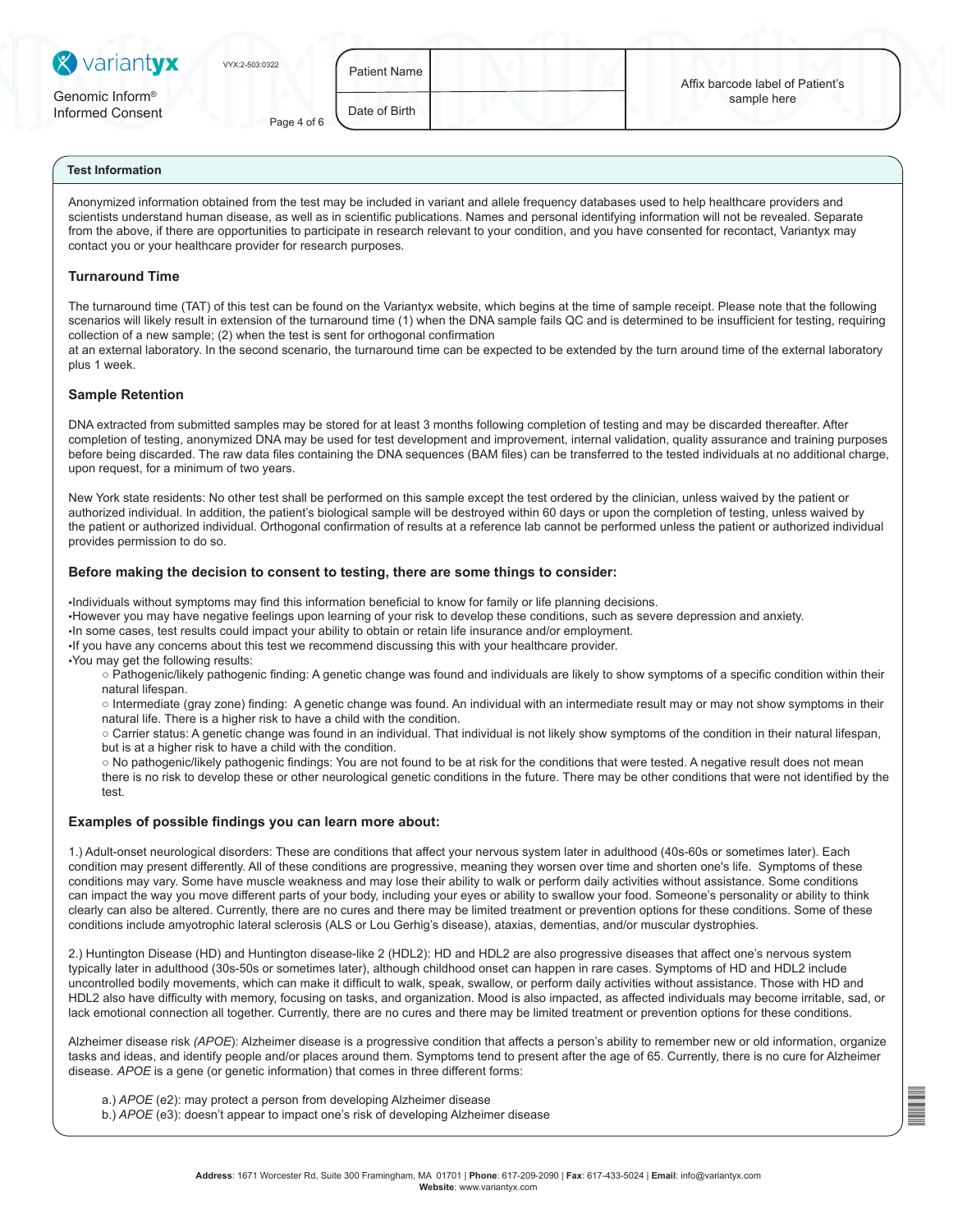## Test Information

Anonymized information obtained from the test may be included in variant and allele frequency databases used to help healthcare providers and scientists understand human disease, as well as in scientific publications. Names and personal identifying information will not be revealed. Separate from the above, if there are opportunities to participate in research relevant to your condition, and you have consented for recontact, Variantyx may contact you or your healthcare provider for research purposes.

### Turnaround Time

The turnaround time (TAT) of this test can be found on the Variantyx website, which begins at the time of sample receipt. Please note that the following scenarios will likely result in extension of the turnaround time (1) when the DNA sample fails QC and is determined to be insufficient for testing, requiring collection of a new sample; (2) when the test is sent for orthogonal confirmation at an external laboratory. In the second scenario, the turnaround time can be expected to be extended by the turn around time of the external laboratory plus 1 week.

### Sample Retention

DNA extracted from submitted samples may be stored for at least 3 months following completion of testing and may be discarded thereafter. After completion of testing, anonymized DNA may be used for test development and improvement, internal validation, quality assurance and training purposes before being discarded. The raw data files containing the DNA sequences (BAM files) can be transferred to the tested individuals at no additional charge, upon request, for a minimum of two years.

New York state residents: No other test shall be performed on this sample except the test ordered by the clinician, unless waived by the patient or authorized individual. In addition, the patient's biological sample will be destroyed within 60 days or upon the completion of testing, unless waived by the patient or authorized individual. Orthogonal confirmation of results at a reference lab cannot be performed unless the patient or authorized individual provides permission to do so.

### Before making the decision to consent to testing, there are some things to consider:

- Individuals without symptoms may find this information beneficial to know for family or life planning decisions.
- However you may have negative feelings upon learning of your risk to develop these conditions, such as severe depression and anxiety.
- In some cases, test results could impact your ability to obtain or retain life insurance and/or employment.
- If you have any concerns about this test we recommend discussing this with your healthcare provider.
- You may get the following results:
  - Pathogenic/likely pathogenic finding: A genetic change was found and individuals are likely to show symptoms of a specific condition within their natural lifespan.
  - Intermediate (gray zone) finding: A genetic change was found. An individual with an intermediate result may or may not show symptoms in their natural life. There is a higher risk to have a child with the condition.
  - Carrier status: A genetic change was found in an individual. That individual is not likely show symptoms of the condition in their natural lifespan, but is at a higher risk to have a child with the condition.
  - No pathogenic/likely pathogenic findings: You are not found to be at risk for the conditions that were tested. A negative result does not mean there is no risk to develop these or other neurological genetic conditions in the future. There may be other conditions that were not identified by the test.

### Examples of possible findings you can learn more about:

1.) Adult-onset neurological disorders: These are conditions that affect your nervous system later in adulthood (40s-60s or sometimes later). Each condition may present differently. All of these conditions are progressive, meaning they worsen over time and shorten one's life. Symptoms of these conditions may vary. Some have muscle weakness and may lose their ability to walk or perform daily activities without assistance. Some conditions can impact the way you move different parts of your body, including your eyes or ability to swallow your food. Someone's personality or ability to think clearly can also be altered. Currently, there are no cures and there may be limited treatment or prevention options for these conditions. Some of these conditions include amyotrophic lateral sclerosis (ALS or Lou Gerhig's disease), ataxias, dementias, and/or muscular dystrophies.

2.) Huntington Disease (HD) and Huntington disease-like 2 (HDL2): HD and HDL2 are also progressive diseases that affect one's nervous system typically later in adulthood (30s-50s or sometimes later), although childhood onset can happen in rare cases. Symptoms of HD and HDL2 include uncontrolled bodily movements, which can make it difficult to walk, speak, swallow, or perform daily activities without assistance. Those with HD and HDL2 also have difficulty with memory, focusing on tasks, and organization. Mood is also impacted, as affected individuals may become irritable, sad, or lack emotional connection all together. Currently, there are no cures and there may be limited treatment or prevention options for these conditions.

Alzheimer disease risk *(APOE*): Alzheimer disease is a progressive condition that affects a person's ability to remember new or old information, organize tasks and ideas, and identify people and/or places around them. Symptoms tend to present after the age of 65. Currently, there is no cure for Alzheimer disease. *APOE* is a gene (or genetic information) that comes in three different forms:

a.) *APOE* (e2): may protect a person from developing Alzheimer disease
b.) *APOE* (e3): doesn't appear to impact one's risk of developing Alzheimer disease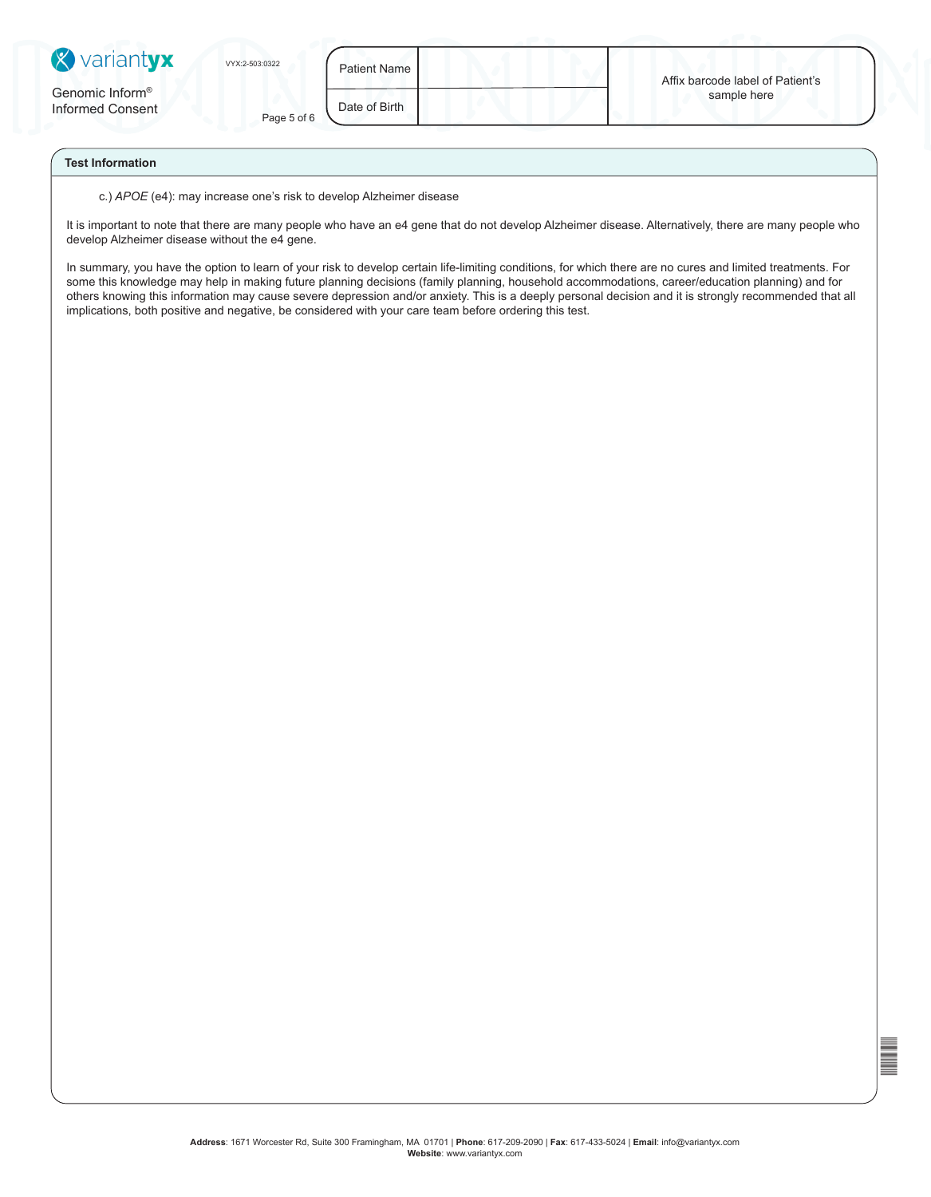## Test Information

c.) *APOE* (e4): may increase one's risk to develop Alzheimer disease

It is important to note that there are many people who have an e4 gene that do not develop Alzheimer disease. Alternatively, there are many people who develop Alzheimer disease without the e4 gene.

In summary, you have the option to learn of your risk to develop certain life-limiting conditions, for which there are no cures and limited treatments. For some this knowledge may help in making future planning decisions (family planning, household accommodations, career/education planning) and for others knowing this information may cause severe depression and/or anxiety. This is a deeply personal decision and it is strongly recommended that all implications, both positive and negative, be considered with your care team before ordering this test.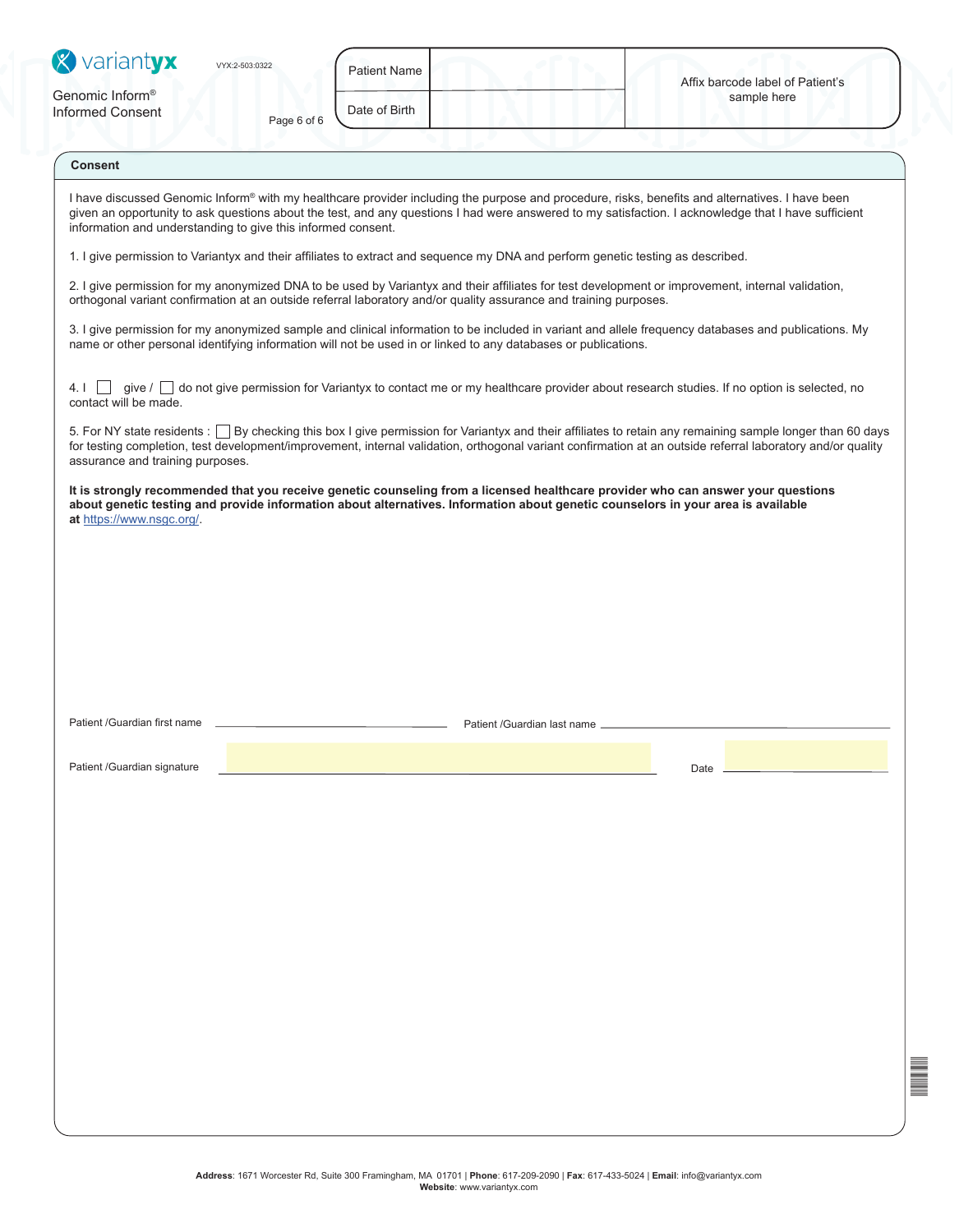variantyx

Genomic Inform®
Informed Consent

VYX:2-503:0322

| Patient Name | | Affix barcode label of Patient's sample here |
|---|---|---|
| Date of Birth | | |

## Consent

I have discussed Genomic Inform® with my healthcare provider including the purpose and procedure, risks, benefits and alternatives. I have been given an opportunity to ask questions about the test, and any questions I had were answered to my satisfaction. I acknowledge that I have sufficient information and understanding to give this informed consent.

1. I give permission to Variantyx and their affiliates to extract and sequence my DNA and perform genetic testing as described.

2. I give permission for my anonymized DNA to be used by Variantyx and their affiliates for test development or improvement, internal validation, orthogonal variant confirmation at an outside referral laboratory and/or quality assurance and training purposes.

3. I give permission for my anonymized sample and clinical information to be included in variant and allele frequency databases and publications. My name or other personal identifying information will not be used in or linked to any databases or publications.

4. I ☐ give / ☐ do not give permission for Variantyx to contact me or my healthcare provider about research studies. If no option is selected, no contact will be made.

5. For NY state residents : ☐ By checking this box I give permission for Variantyx and their affiliates to retain any remaining sample longer than 60 days for testing completion, test development/improvement, internal validation, orthogonal variant confirmation at an outside referral laboratory and/or quality assurance and training purposes.

**It is strongly recommended that you receive genetic counseling from a licensed healthcare provider who can answer your questions about genetic testing and provide information about alternatives. Information about genetic counselors in your area is available at** https://www.nsgc.org/.

Patient /Guardian first name ______________________ Patient /Guardian last name ______________________

Patient /Guardian signature ______________________ Date ____________

**Address**: 1671 Worcester Rd, Suite 300 Framingham, MA 01701 | **Phone**: 617-209-2090 | **Fax**: 617-433-5024 | **Email**: info@variantyx.com
**Website**: www.variantyx.com